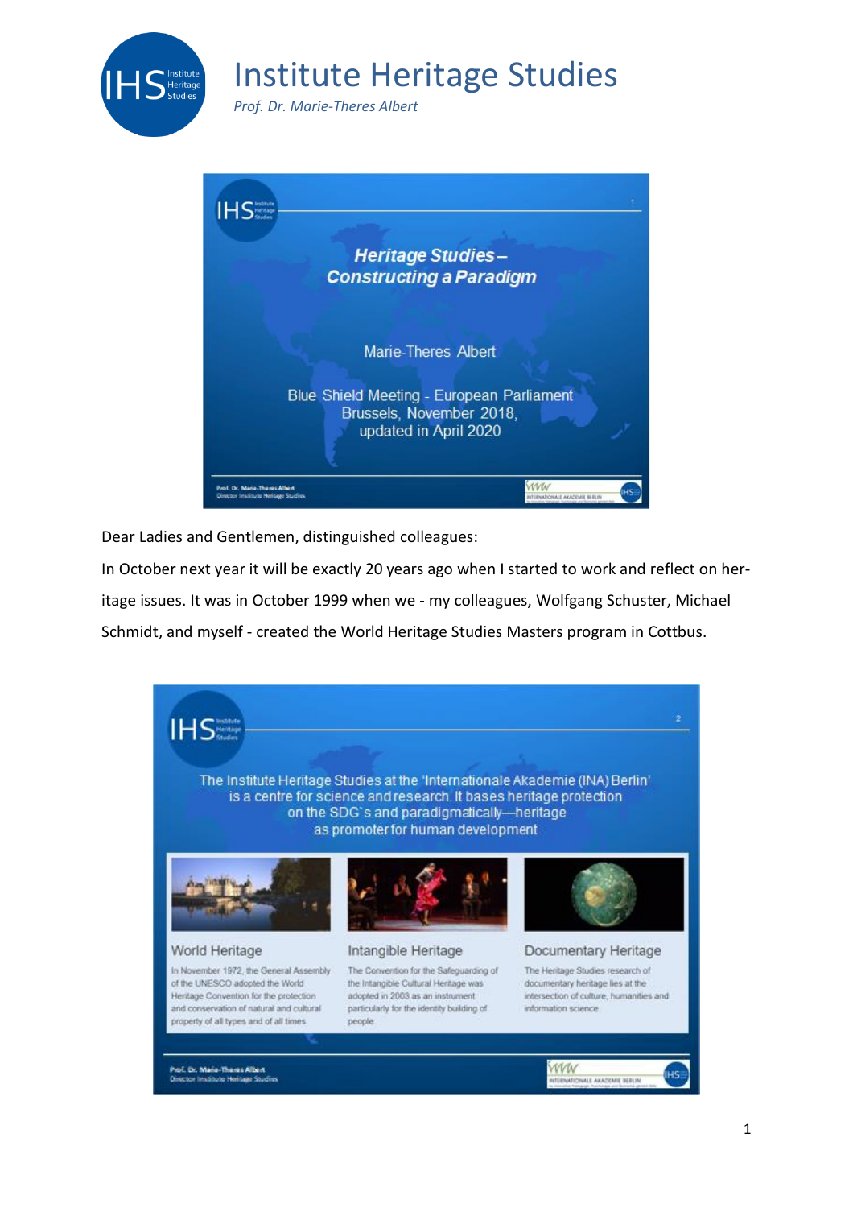# Institute Heritage Studies

*Prof. Dr. Marie-Theres Albert*

**Heritage Studies – Constructing a Paradigm**

Marie-Theres Albert

Blue Shield Meeting - European Parliament
Brussels, November 2018,
updated in April 2020

Dear Ladies and Gentlemen, distinguished colleagues:

In October next year it will be exactly 20 years ago when I started to work and reflect on heritage issues. It was in October 1999 when we - my colleagues, Wolfgang Schuster, Michael Schmidt, and myself - created the World Heritage Studies Masters program in Cottbus.

The Institute Heritage Studies at the 'Internationale Akademie (INA) Berlin' is a centre for science and research. It bases heritage protection on the SDG`s and paradigmatically—heritage as promoter for human development

**World Heritage**

In November 1972, the General Assembly of the UNESCO adopted the World Heritage Convention for the protection and conservation of natural and cultural property of all types and of all times.

**Intangible Heritage**

The Convention for the Safeguarding of the Intangible Cultural Heritage was adopted in 2003 as an instrument particularly for the identity building of people.

**Documentary Heritage**

The Heritage Studies research of documentary heritage lies at the intersection of culture, humanities and information science.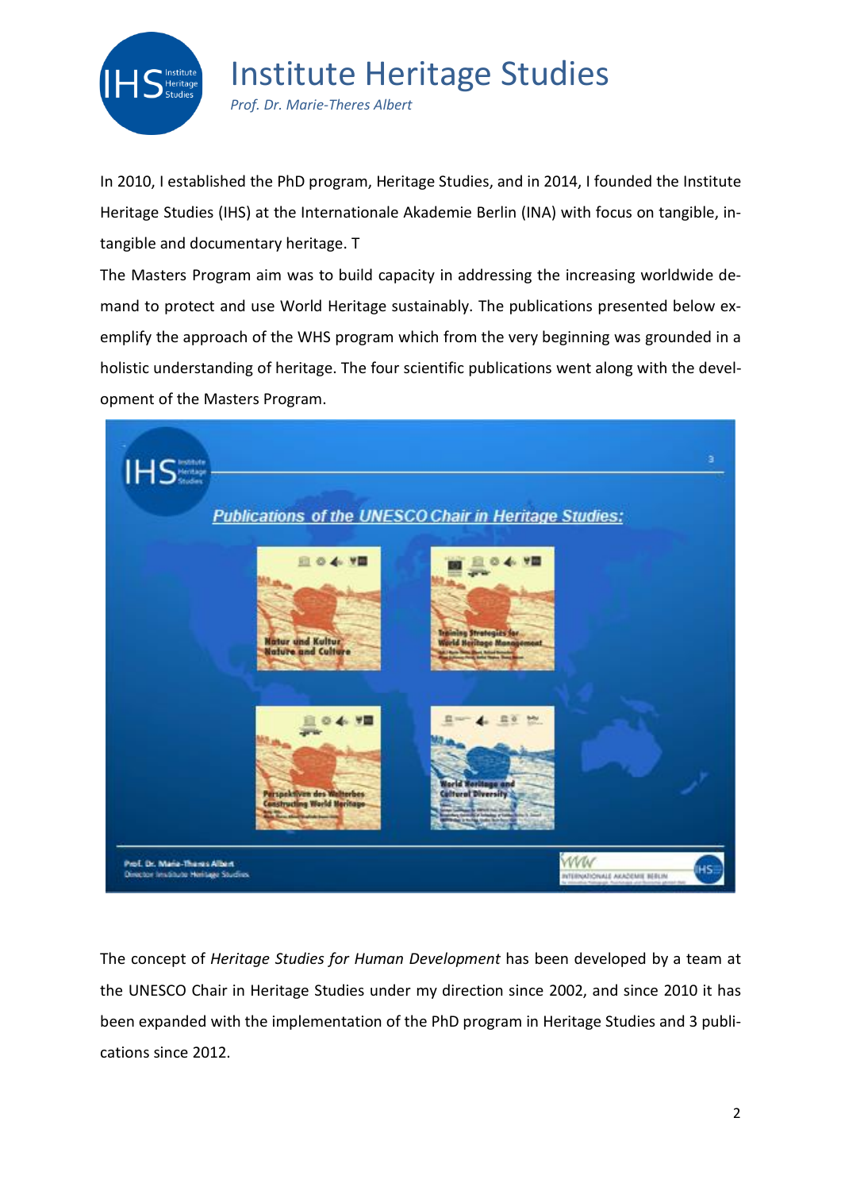In 2010, I established the PhD program, Heritage Studies, and in 2014, I founded the Institute Heritage Studies (IHS) at the Internationale Akademie Berlin (INA) with focus on tangible, intangible and documentary heritage. T

The Masters Program aim was to build capacity in addressing the increasing worldwide demand to protect and use World Heritage sustainably. The publications presented below exemplify the approach of the WHS program which from the very beginning was grounded in a holistic understanding of heritage. The four scientific publications went along with the development of the Masters Program.

The concept of *Heritage Studies for Human Development* has been developed by a team at the UNESCO Chair in Heritage Studies under my direction since 2002, and since 2010 it has been expanded with the implementation of the PhD program in Heritage Studies and 3 publications since 2012.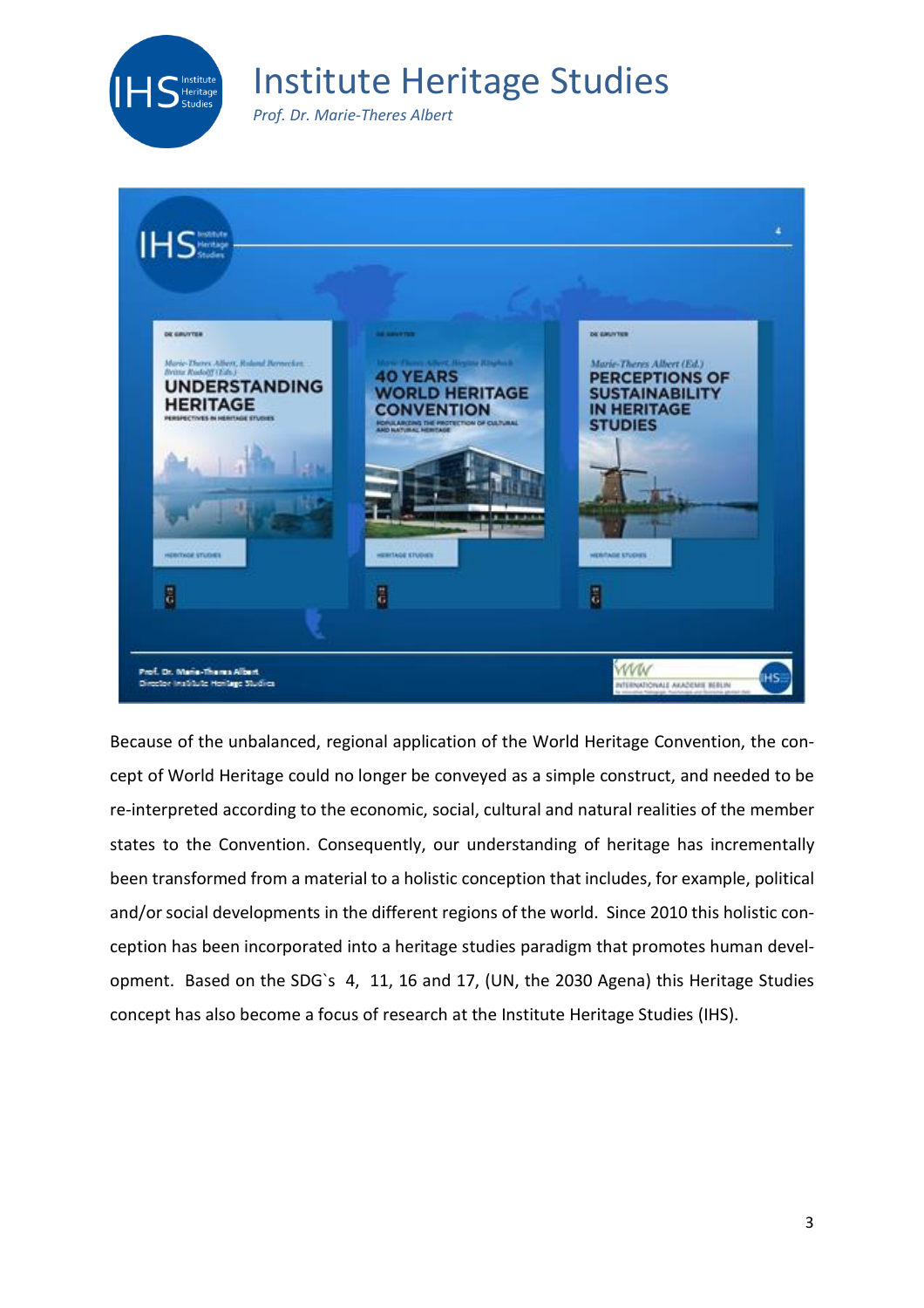Because of the unbalanced, regional application of the World Heritage Convention, the concept of World Heritage could no longer be conveyed as a simple construct, and needed to be re-interpreted according to the economic, social, cultural and natural realities of the member states to the Convention. Consequently, our understanding of heritage has incrementally been transformed from a material to a holistic conception that includes, for example, political and/or social developments in the different regions of the world. Since 2010 this holistic conception has been incorporated into a heritage studies paradigm that promotes human development. Based on the SDG`s 4, 11, 16 and 17, (UN, the 2030 Agena) this Heritage Studies concept has also become a focus of research at the Institute Heritage Studies (IHS).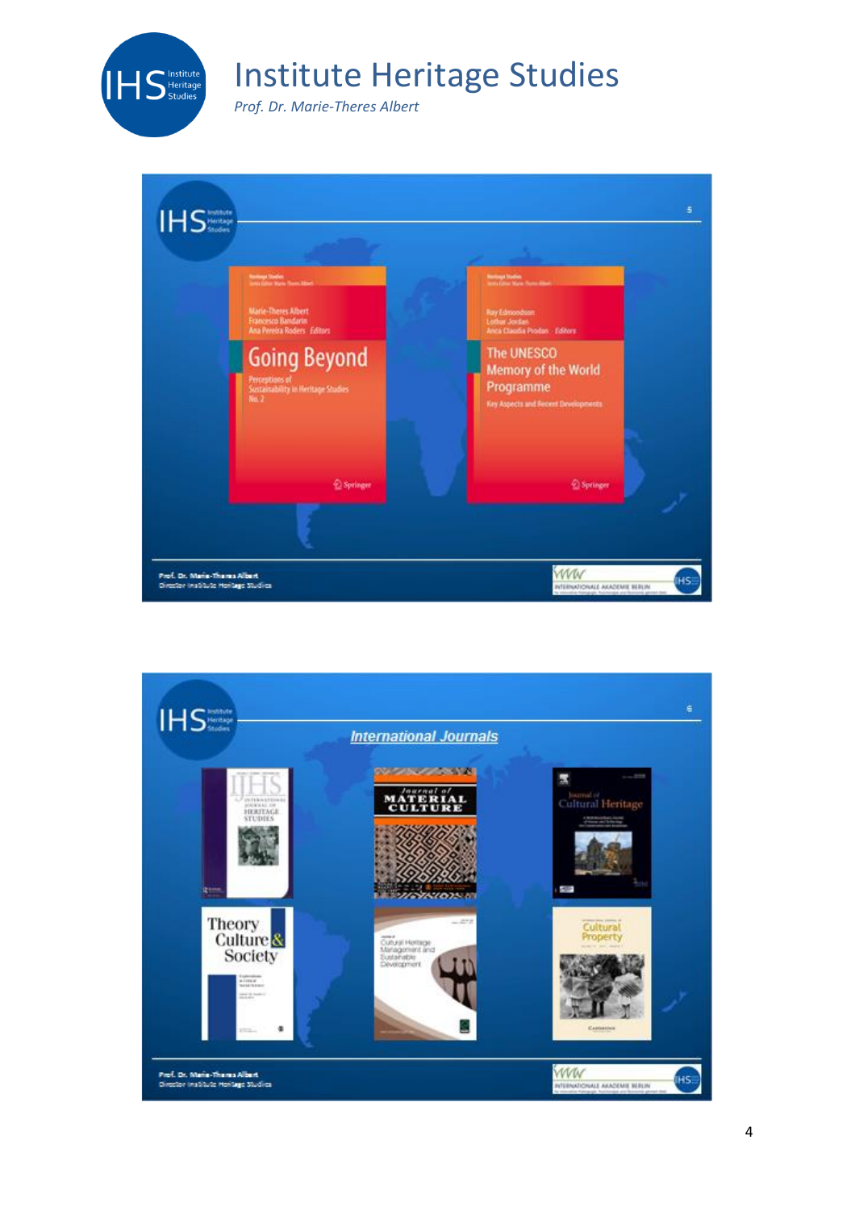Slide 5

**Going Beyond** — Perceptions of Sustainability in Heritage Studies No. 2. Marie-Theres Albert, Francesco Bandarin, Ana Pereira Roders, Editors. Springer

**The UNESCO Memory of the World Programme** — Key Aspects and Recent Developments. Ray Edmondson, Lothar Jordan, Anca Claudia Prodan, Editors. Springer

Prof. Dr. Marie-Theres Albert
Director Institute Heritage Studies

Slide 6

## International Journals

- IJHS – International Journal of Heritage Studies
- Journal of Material Culture
- Journal of Cultural Heritage
- Theory Culture & Society
- Journal of Cultural Heritage Management and Sustainable Development
- International Journal of Cultural Property

Prof. Dr. Marie-Theres Albert
Director Institute Heritage Studies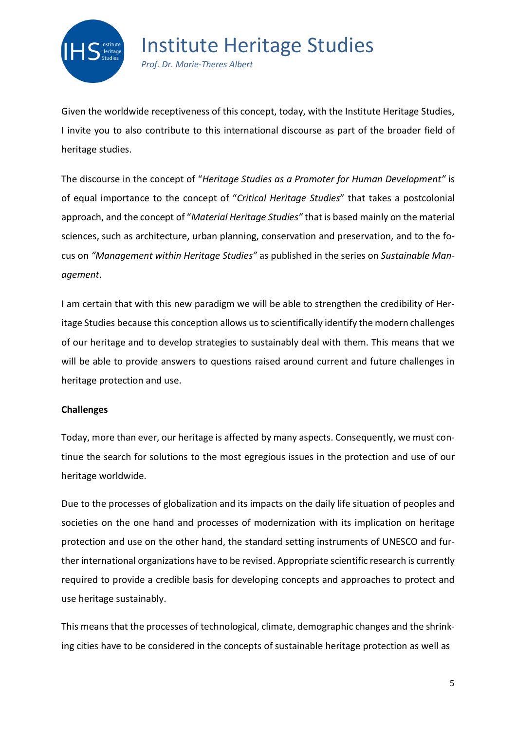Given the worldwide receptiveness of this concept, today, with the Institute Heritage Studies, I invite you to also contribute to this international discourse as part of the broader field of heritage studies.

The discourse in the concept of "*Heritage Studies as a Promoter for Human Development"* is of equal importance to the concept of "*Critical Heritage Studies*" that takes a postcolonial approach, and the concept of "*Material Heritage Studies"* that is based mainly on the material sciences, such as architecture, urban planning, conservation and preservation, and to the focus on *"Management within Heritage Studies"* as published in the series on *Sustainable Management*.

I am certain that with this new paradigm we will be able to strengthen the credibility of Heritage Studies because this conception allows us to scientifically identify the modern challenges of our heritage and to develop strategies to sustainably deal with them. This means that we will be able to provide answers to questions raised around current and future challenges in heritage protection and use.

**Challenges**

Today, more than ever, our heritage is affected by many aspects. Consequently, we must continue the search for solutions to the most egregious issues in the protection and use of our heritage worldwide.

Due to the processes of globalization and its impacts on the daily life situation of peoples and societies on the one hand and processes of modernization with its implication on heritage protection and use on the other hand, the standard setting instruments of UNESCO and further international organizations have to be revised. Appropriate scientific research is currently required to provide a credible basis for developing concepts and approaches to protect and use heritage sustainably.

This means that the processes of technological, climate, demographic changes and the shrinking cities have to be considered in the concepts of sustainable heritage protection as well as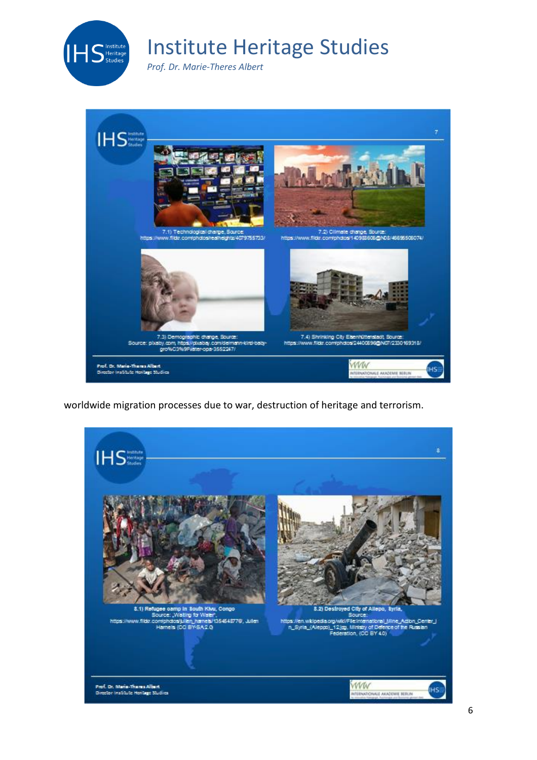worldwide migration processes due to war, destruction of heritage and terrorism.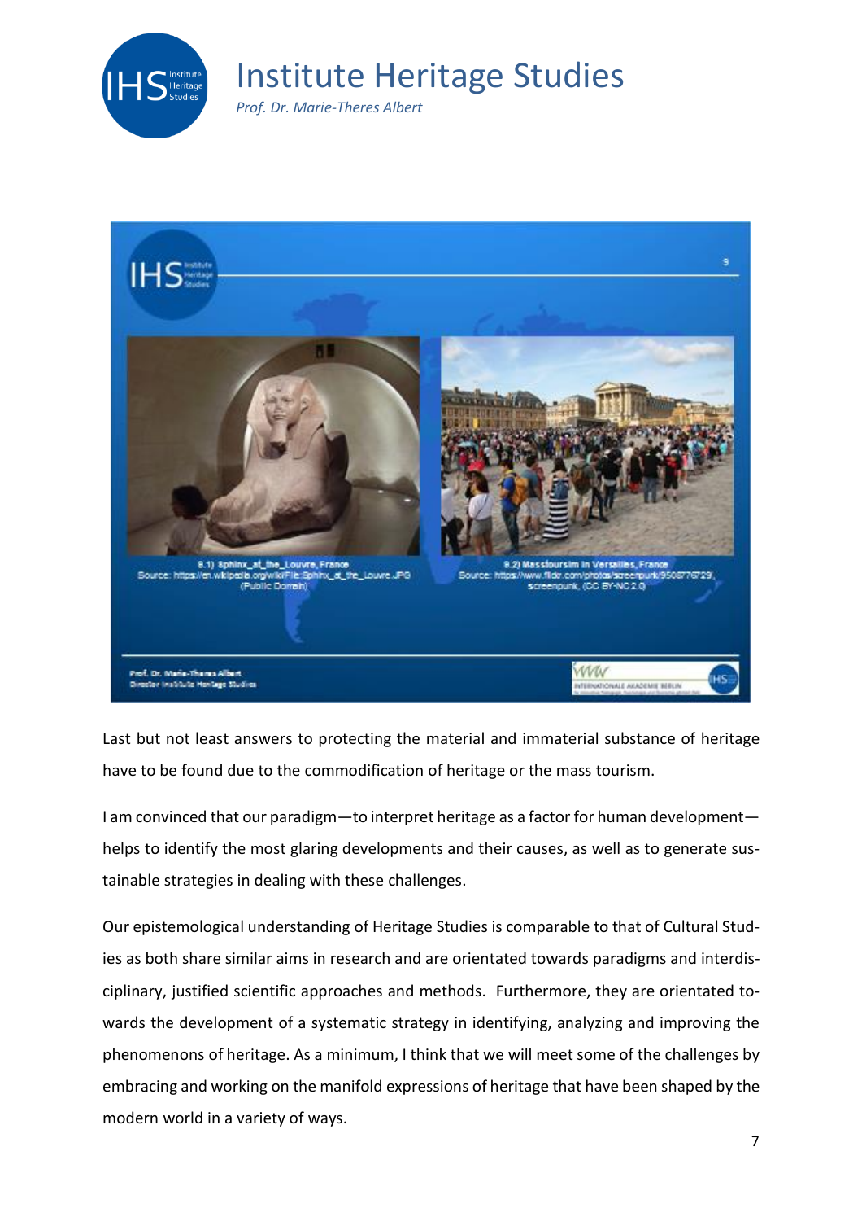Last but not least answers to protecting the material and immaterial substance of heritage have to be found due to the commodification of heritage or the mass tourism.

I am convinced that our paradigm—to interpret heritage as a factor for human development—helps to identify the most glaring developments and their causes, as well as to generate sustainable strategies in dealing with these challenges.

Our epistemological understanding of Heritage Studies is comparable to that of Cultural Studies as both share similar aims in research and are orientated towards paradigms and interdisciplinary, justified scientific approaches and methods. Furthermore, they are orientated towards the development of a systematic strategy in identifying, analyzing and improving the phenomenons of heritage. As a minimum, I think that we will meet some of the challenges by embracing and working on the manifold expressions of heritage that have been shaped by the modern world in a variety of ways.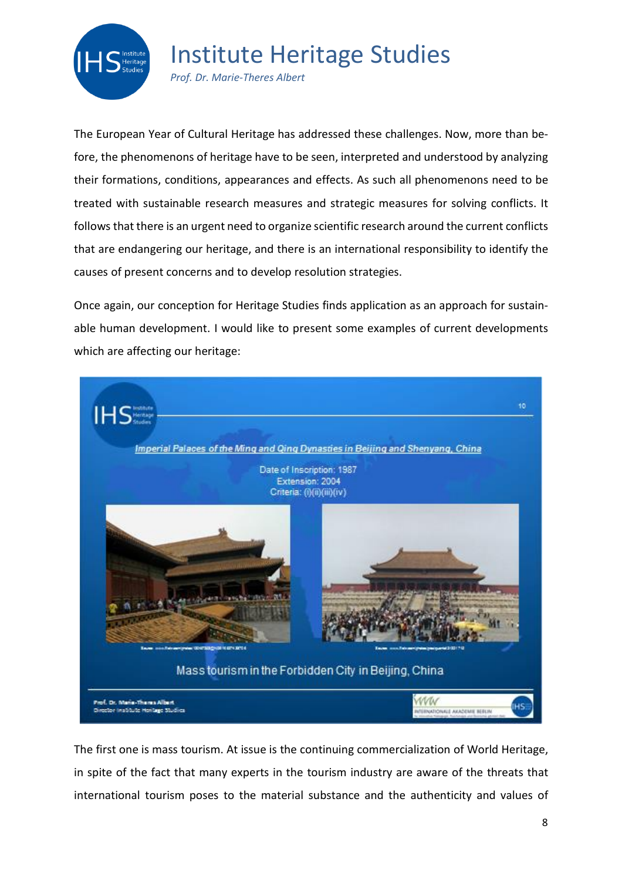The European Year of Cultural Heritage has addressed these challenges. Now, more than before, the phenomenons of heritage have to be seen, interpreted and understood by analyzing their formations, conditions, appearances and effects. As such all phenomenons need to be treated with sustainable research measures and strategic measures for solving conflicts. It follows that there is an urgent need to organize scientific research around the current conflicts that are endangering our heritage, and there is an international responsibility to identify the causes of present concerns and to develop resolution strategies.

Once again, our conception for Heritage Studies finds application as an approach for sustainable human development. I would like to present some examples of current developments which are affecting our heritage:

Imperial Palaces of the Ming and Qing Dynasties in Beijing and Shenyang, China

Date of Inscription: 1987
Extension: 2004
Criteria: (i)(ii)(iii)(iv)

Mass tourism in the Forbidden City in Beijing, China

The first one is mass tourism. At issue is the continuing commercialization of World Heritage, in spite of the fact that many experts in the tourism industry are aware of the threats that international tourism poses to the material substance and the authenticity and values of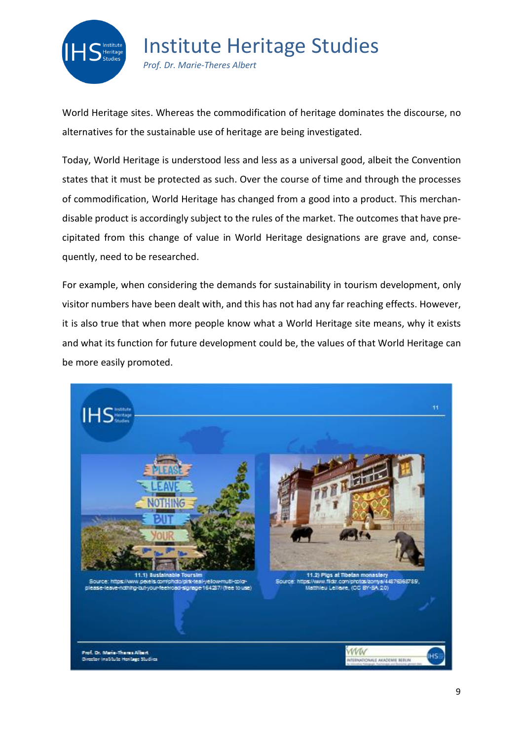World Heritage sites. Whereas the commodification of heritage dominates the discourse, no alternatives for the sustainable use of heritage are being investigated.

Today, World Heritage is understood less and less as a universal good, albeit the Convention states that it must be protected as such. Over the course of time and through the processes of commodification, World Heritage has changed from a good into a product. This merchandisable product is accordingly subject to the rules of the market. The outcomes that have precipitated from this change of value in World Heritage designations are grave and, consequently, need to be researched.

For example, when considering the demands for sustainability in tourism development, only visitor numbers have been dealt with, and this has not had any far reaching effects. However, it is also true that when more people know what a World Heritage site means, why it exists and what its function for future development could be, the values of that World Heritage can be more easily promoted.

11.1) Sustainable Tourism
Source: https://www.pexels.com/photo/pink-teal-yellow-multi-color-please-leave-nothing-but-your-feetroad-signage-164287/ (free to use)

11.2) Pigs at Tibetan monastery
Source: https://www.flickr.com/photos/zornya/4487636878/, Matthieu Lelièvre, (CC BY-SA 2.0)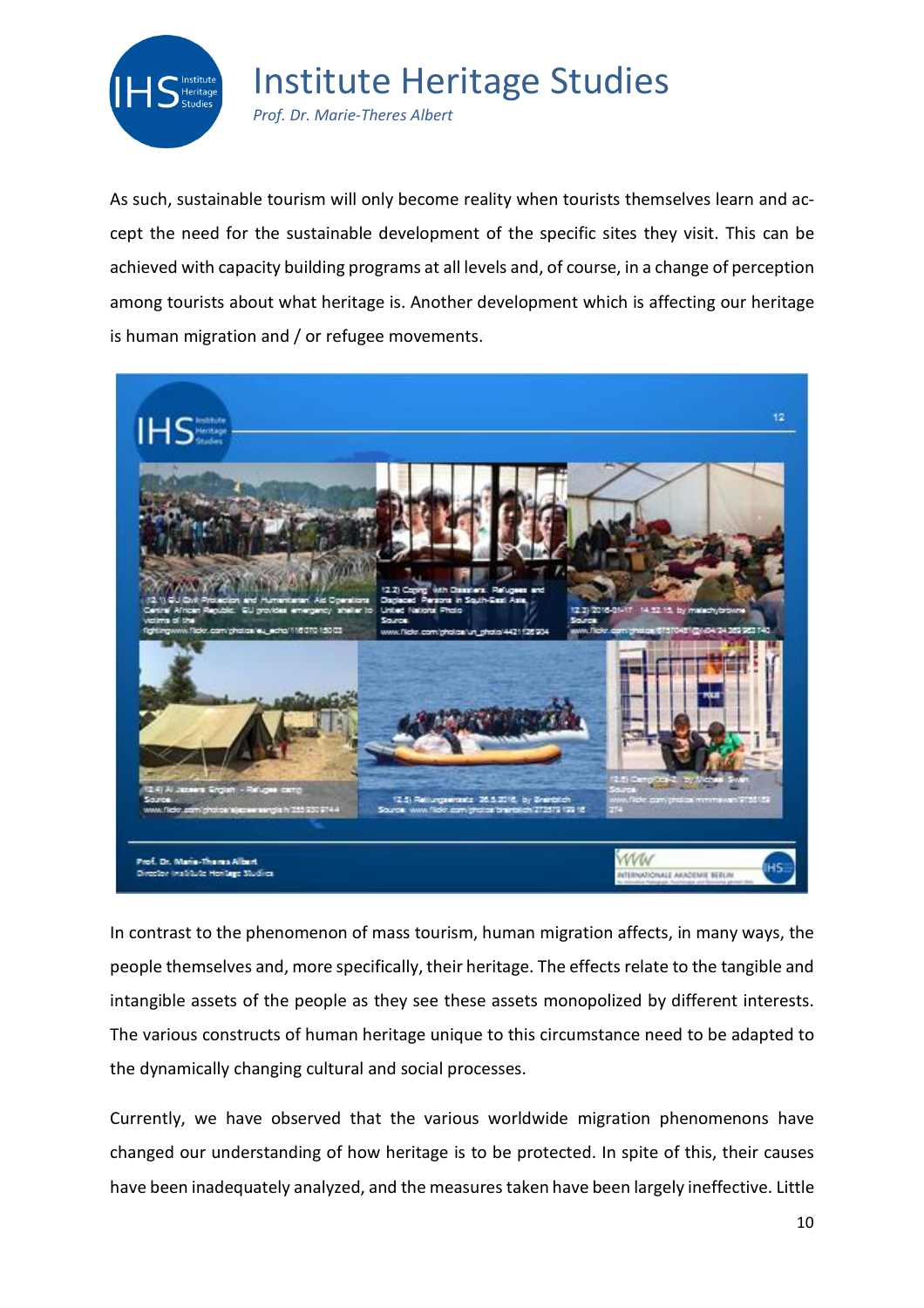As such, sustainable tourism will only become reality when tourists themselves learn and accept the need for the sustainable development of the specific sites they visit. This can be achieved with capacity building programs at all levels and, of course, in a change of perception among tourists about what heritage is. Another development which is affecting our heritage is human migration and / or refugee movements.

In contrast to the phenomenon of mass tourism, human migration affects, in many ways, the people themselves and, more specifically, their heritage. The effects relate to the tangible and intangible assets of the people as they see these assets monopolized by different interests. The various constructs of human heritage unique to this circumstance need to be adapted to the dynamically changing cultural and social processes.

Currently, we have observed that the various worldwide migration phenomenons have changed our understanding of how heritage is to be protected. In spite of this, their causes have been inadequately analyzed, and the measures taken have been largely ineffective. Little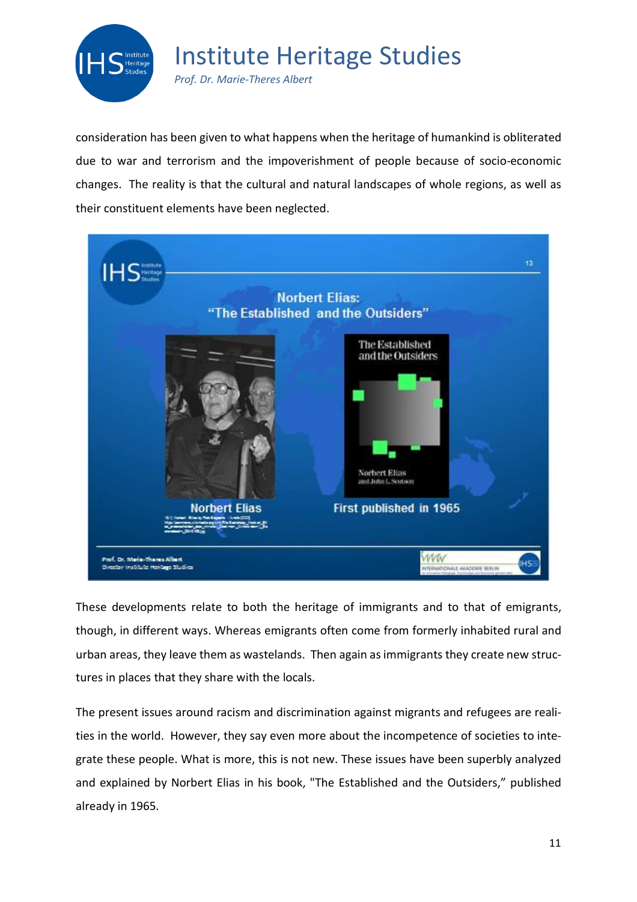consideration has been given to what happens when the heritage of humankind is obliterated due to war and terrorism and the impoverishment of people because of socio-economic changes. The reality is that the cultural and natural landscapes of whole regions, as well as their constituent elements have been neglected.

These developments relate to both the heritage of immigrants and to that of emigrants, though, in different ways. Whereas emigrants often come from formerly inhabited rural and urban areas, they leave them as wastelands. Then again as immigrants they create new structures in places that they share with the locals.

The present issues around racism and discrimination against migrants and refugees are realities in the world. However, they say even more about the incompetence of societies to integrate these people. What is more, this is not new. These issues have been superbly analyzed and explained by Norbert Elias in his book, "The Established and the Outsiders," published already in 1965.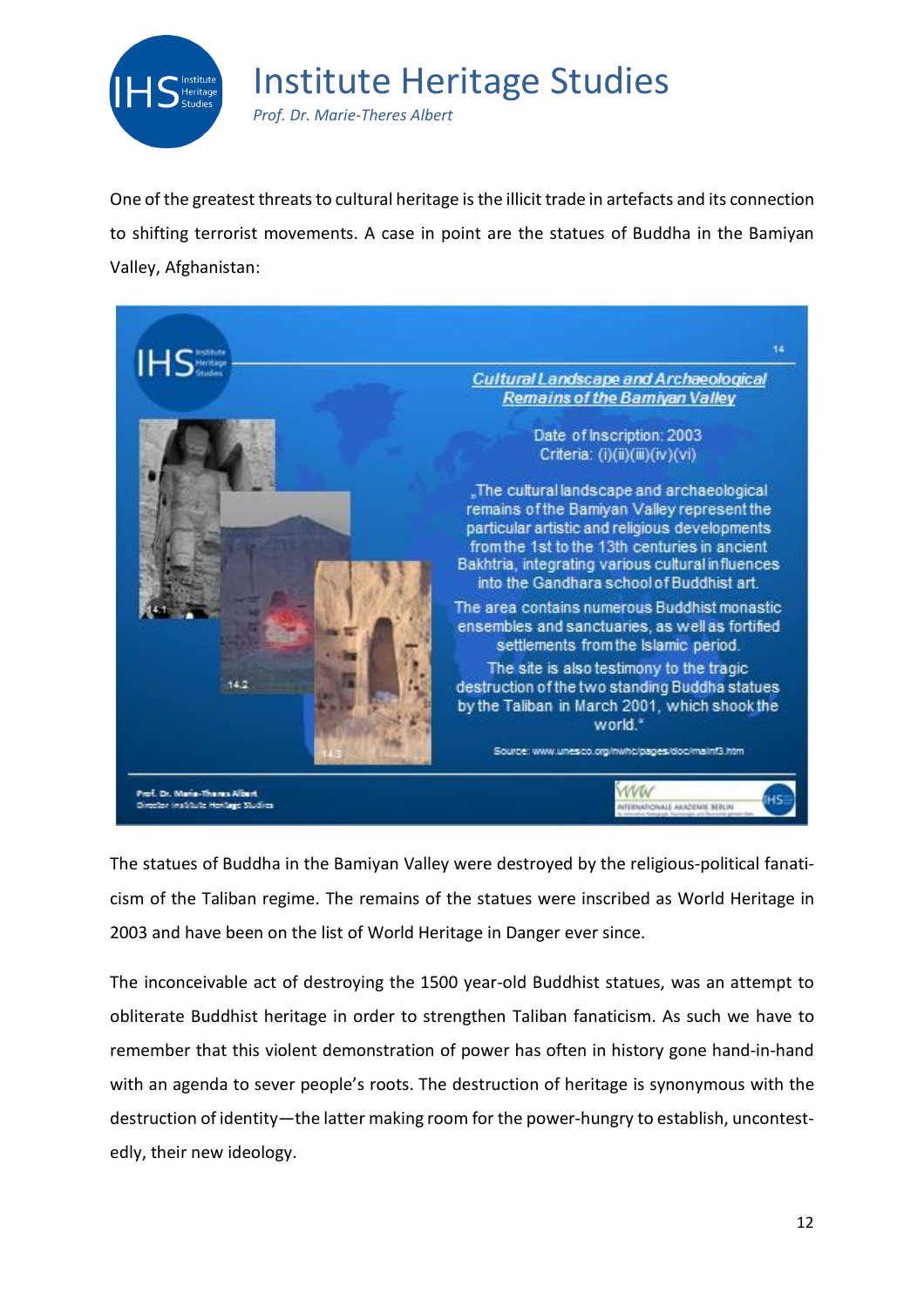One of the greatest threats to cultural heritage is the illicit trade in artefacts and its connection to shifting terrorist movements. A case in point are the statues of Buddha in the Bamiyan Valley, Afghanistan:

**Cultural Landscape and Archaeological Remains of the Bamiyan Valley**

Date of Inscription: 2003
Criteria: (i)(ii)(iii)(iv)(vi)

„The cultural landscape and archaeological remains of the Bamiyan Valley represent the particular artistic and religious developments from the 1st to the 13th centuries in ancient Bakhtria, integrating various cultural influences into the Gandhara school of Buddhist art.

The area contains numerous Buddhist monastic ensembles and sanctuaries, as well as fortified settlements from the Islamic period.

The site is also testimony to the tragic destruction of the two standing Buddha statues by the Taliban in March 2001, which shook the world."

Source: www.unesco.org/nwhc/pages/doc/mainf3.htm

Prof. Dr. Marie-Theres Albert
Director Institute Heritage Studies

The statues of Buddha in the Bamiyan Valley were destroyed by the religious-political fanaticism of the Taliban regime. The remains of the statues were inscribed as World Heritage in 2003 and have been on the list of World Heritage in Danger ever since.

The inconceivable act of destroying the 1500 year-old Buddhist statues, was an attempt to obliterate Buddhist heritage in order to strengthen Taliban fanaticism. As such we have to remember that this violent demonstration of power has often in history gone hand-in-hand with an agenda to sever people's roots. The destruction of heritage is synonymous with the destruction of identity—the latter making room for the power-hungry to establish, uncontestedly, their new ideology.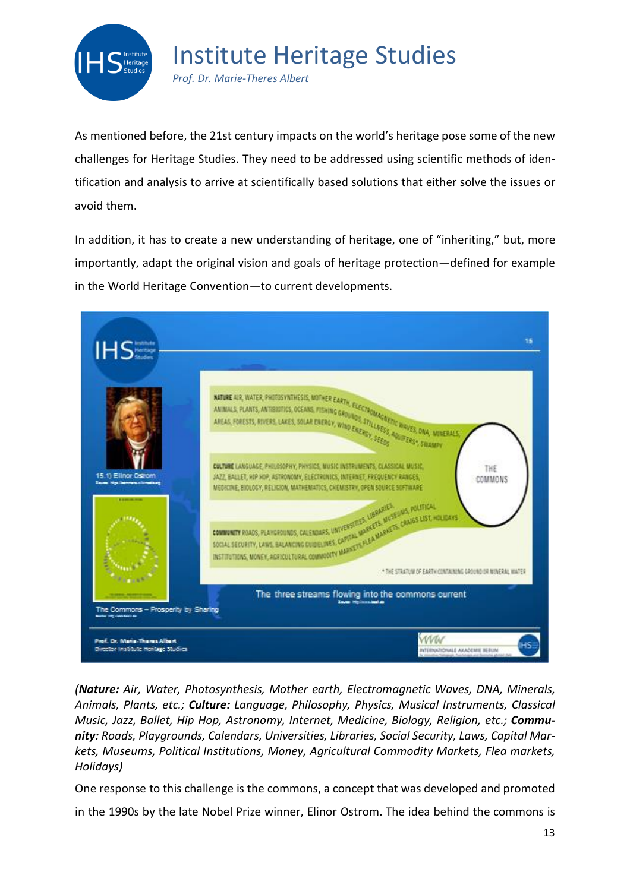As mentioned before, the 21st century impacts on the world's heritage pose some of the new challenges for Heritage Studies. They need to be addressed using scientific methods of identification and analysis to arrive at scientifically based solutions that either solve the issues or avoid them.

In addition, it has to create a new understanding of heritage, one of "inheriting," but, more importantly, adapt the original vision and goals of heritage protection—defined for example in the World Heritage Convention—to current developments.

*(**Nature:** Air, Water, Photosynthesis, Mother earth, Electromagnetic Waves, DNA, Minerals, Animals, Plants, etc.; **Culture:** Language, Philosophy, Physics, Musical Instruments, Classical Music, Jazz, Ballet, Hip Hop, Astronomy, Internet, Medicine, Biology, Religion, etc.; **Community:** Roads, Playgrounds, Calendars, Universities, Libraries, Social Security, Laws, Capital Markets, Museums, Political Institutions, Money, Agricultural Commodity Markets, Flea markets, Holidays)*

One response to this challenge is the commons, a concept that was developed and promoted in the 1990s by the late Nobel Prize winner, Elinor Ostrom. The idea behind the commons is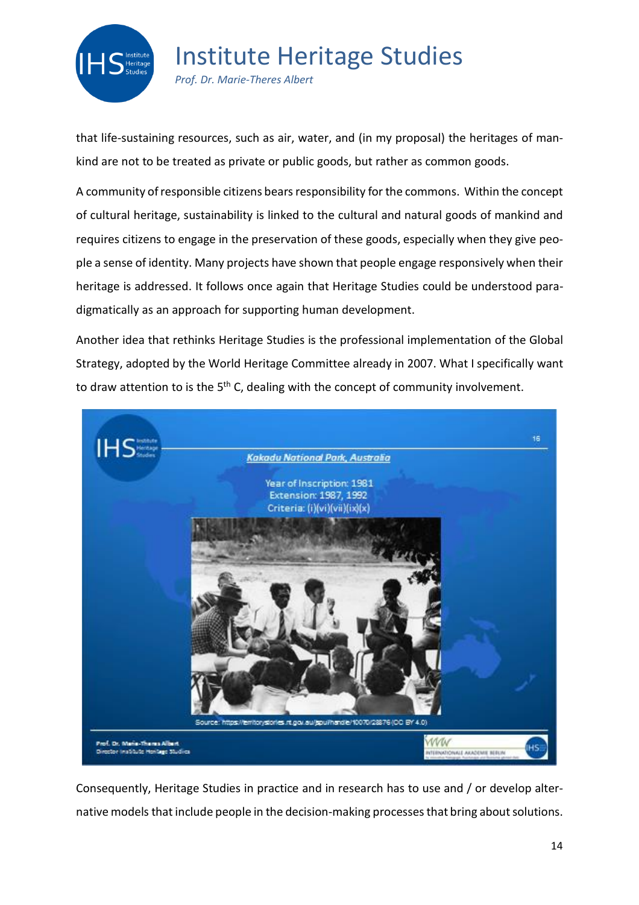that life-sustaining resources, such as air, water, and (in my proposal) the heritages of mankind are not to be treated as private or public goods, but rather as common goods.

A community of responsible citizens bears responsibility for the commons. Within the concept of cultural heritage, sustainability is linked to the cultural and natural goods of mankind and requires citizens to engage in the preservation of these goods, especially when they give people a sense of identity. Many projects have shown that people engage responsively when their heritage is addressed. It follows once again that Heritage Studies could be understood paradigmatically as an approach for supporting human development.

Another idea that rethinks Heritage Studies is the professional implementation of the Global Strategy, adopted by the World Heritage Committee already in 2007. What I specifically want to draw attention to is the 5th C, dealing with the concept of community involvement.

Consequently, Heritage Studies in practice and in research has to use and / or develop alternative models that include people in the decision-making processes that bring about solutions.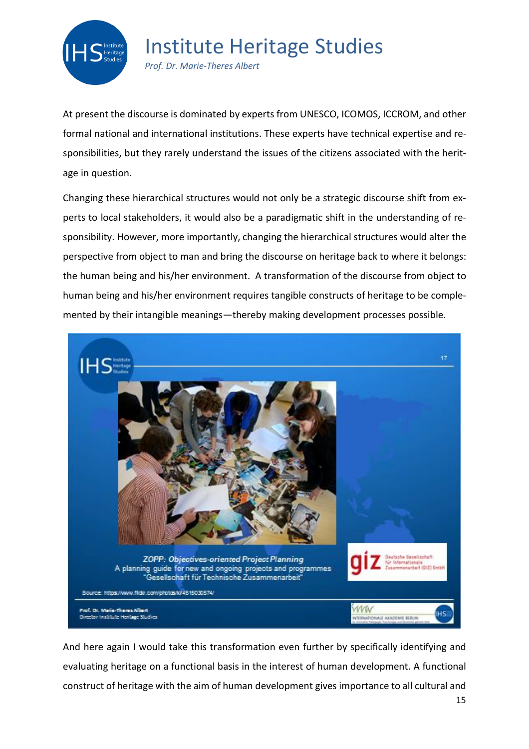At present the discourse is dominated by experts from UNESCO, ICOMOS, ICCROM, and other formal national and international institutions. These experts have technical expertise and responsibilities, but they rarely understand the issues of the citizens associated with the heritage in question.

Changing these hierarchical structures would not only be a strategic discourse shift from experts to local stakeholders, it would also be a paradigmatic shift in the understanding of responsibility. However, more importantly, changing the hierarchical structures would alter the perspective from object to man and bring the discourse on heritage back to where it belongs: the human being and his/her environment. A transformation of the discourse from object to human being and his/her environment requires tangible constructs of heritage to be complemented by their intangible meanings—thereby making development processes possible.

And here again I would take this transformation even further by specifically identifying and evaluating heritage on a functional basis in the interest of human development. A functional construct of heritage with the aim of human development gives importance to all cultural and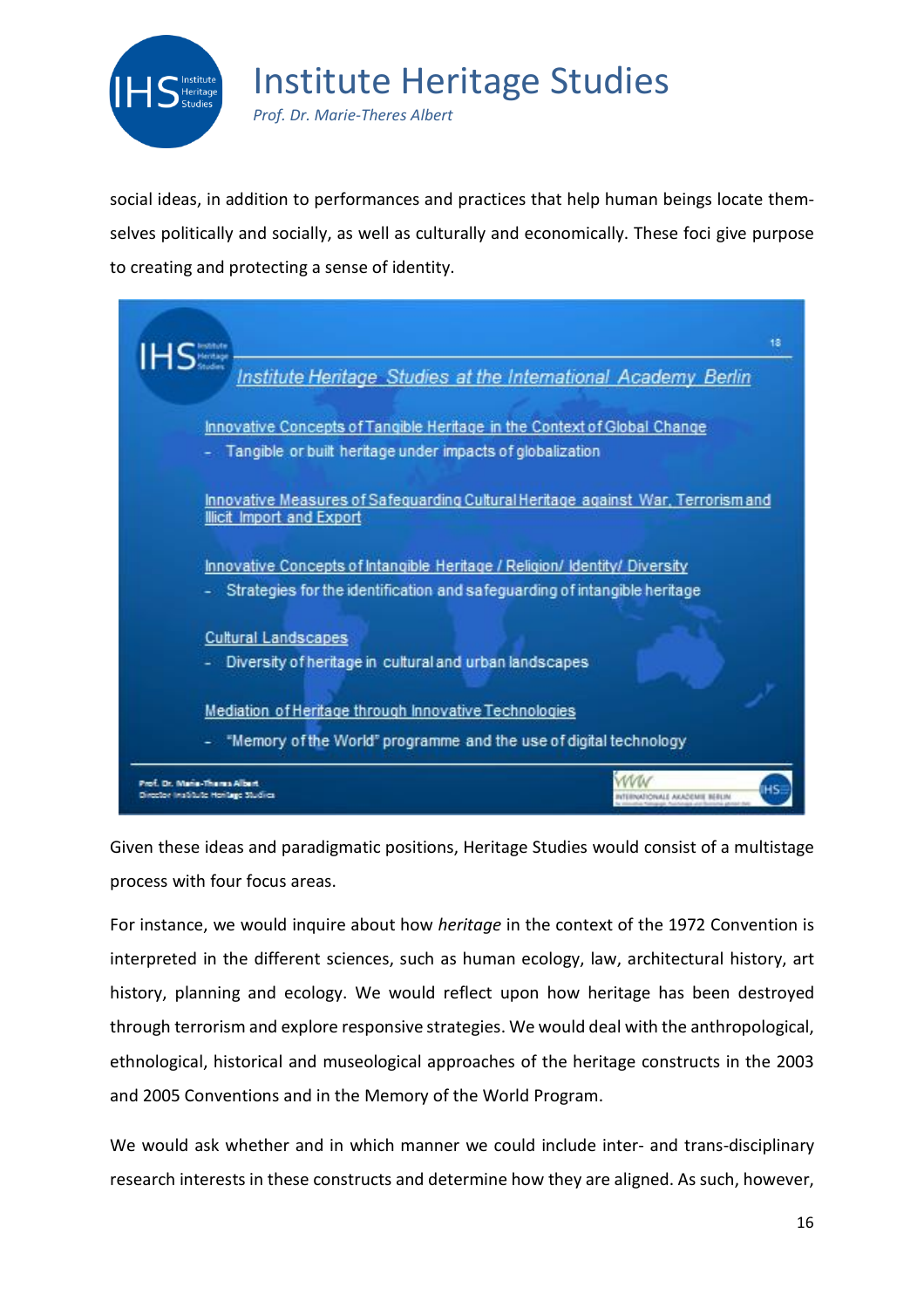social ideas, in addition to performances and practices that help human beings locate themselves politically and socially, as well as culturally and economically. These foci give purpose to creating and protecting a sense of identity.

**Institute Heritage Studies at the International Academy Berlin**

**Innovative Concepts of Tangible Heritage in the Context of Global Change**

- Tangible or built heritage under impacts of globalization

**Innovative Measures of Safeguarding Cultural Heritage against War, Terrorism and Illicit Import and Export**

**Innovative Concepts of Intangible Heritage / Religion/ Identity/ Diversity**

- Strategies for the identification and safeguarding of intangible heritage

**Cultural Landscapes**

- Diversity of heritage in cultural and urban landscapes

**Mediation of Heritage through Innovative Technologies**

- "Memory of the World" programme and the use of digital technology

Prof. Dr. Marie-Theres Albert
Director Institute Heritage Studies

Given these ideas and paradigmatic positions, Heritage Studies would consist of a multistage process with four focus areas.

For instance, we would inquire about how *heritage* in the context of the 1972 Convention is interpreted in the different sciences, such as human ecology, law, architectural history, art history, planning and ecology. We would reflect upon how heritage has been destroyed through terrorism and explore responsive strategies. We would deal with the anthropological, ethnological, historical and museological approaches of the heritage constructs in the 2003 and 2005 Conventions and in the Memory of the World Program.

We would ask whether and in which manner we could include inter- and trans-disciplinary research interests in these constructs and determine how they are aligned. As such, however,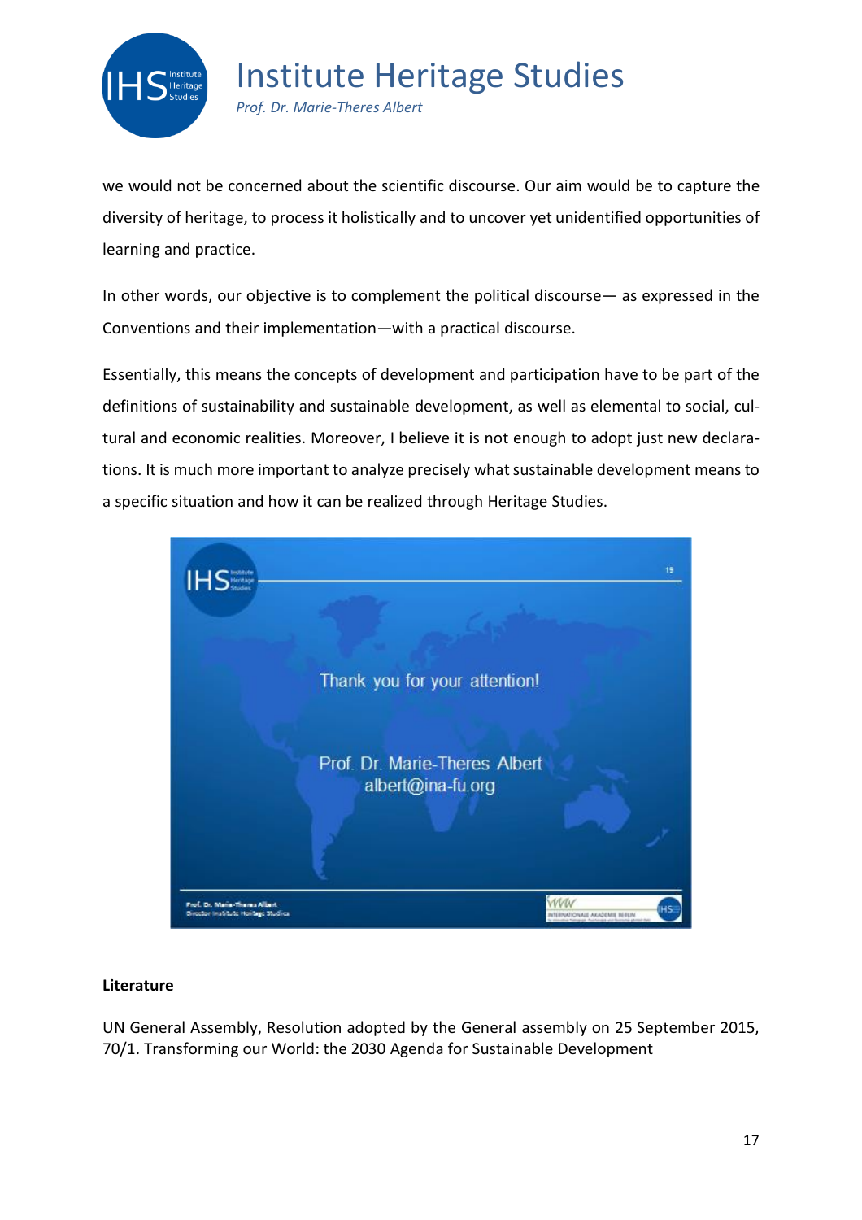we would not be concerned about the scientific discourse. Our aim would be to capture the diversity of heritage, to process it holistically and to uncover yet unidentified opportunities of learning and practice.

In other words, our objective is to complement the political discourse— as expressed in the Conventions and their implementation—with a practical discourse.

Essentially, this means the concepts of development and participation have to be part of the definitions of sustainability and sustainable development, as well as elemental to social, cultural and economic realities. Moreover, I believe it is not enough to adopt just new declarations. It is much more important to analyze precisely what sustainable development means to a specific situation and how it can be realized through Heritage Studies.

**Literature**

UN General Assembly, Resolution adopted by the General assembly on 25 September 2015, 70/1. Transforming our World: the 2030 Agenda for Sustainable Development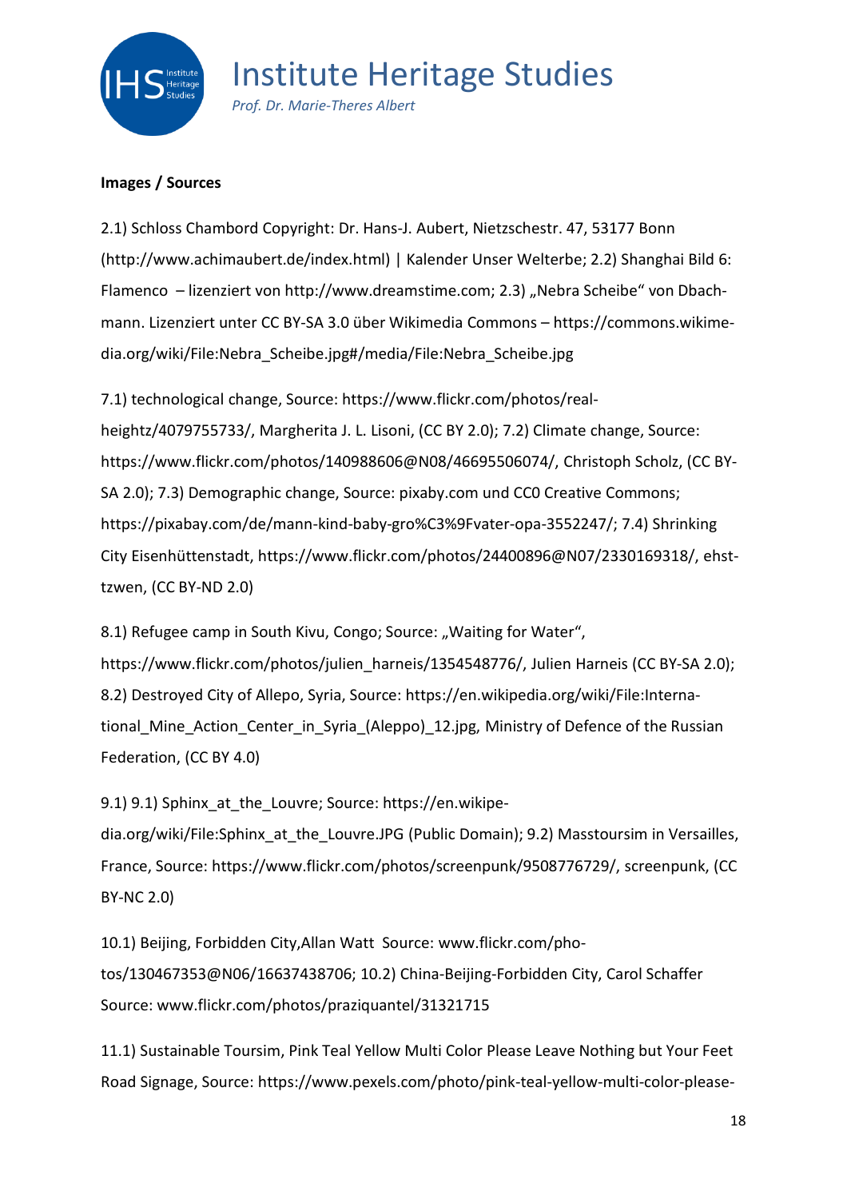**Images / Sources**

2.1) Schloss Chambord Copyright: Dr. Hans-J. Aubert, Nietzschestr. 47, 53177 Bonn (http://www.achimaubert.de/index.html) | Kalender Unser Welterbe; 2.2) Shanghai Bild 6: Flamenco – lizenziert von http://www.dreamstime.com; 2.3) „Nebra Scheibe" von Dbachmann. Lizenziert unter CC BY-SA 3.0 über Wikimedia Commons – https://commons.wikimedia.org/wiki/File:Nebra_Scheibe.jpg#/media/File:Nebra_Scheibe.jpg

7.1) technological change, Source: https://www.flickr.com/photos/realheightz/4079755733/, Margherita J. L. Lisoni, (CC BY 2.0); 7.2) Climate change, Source: https://www.flickr.com/photos/140988606@N08/46695506074/, Christoph Scholz, (CC BY-SA 2.0); 7.3) Demographic change, Source: pixaby.com und CC0 Creative Commons; https://pixabay.com/de/mann-kind-baby-gro%C3%9Fvater-opa-3552247/; 7.4) Shrinking City Eisenhüttenstadt, https://www.flickr.com/photos/24400896@N07/2330169318/, ehsttzwen, (CC BY-ND 2.0)

8.1) Refugee camp in South Kivu, Congo; Source: „Waiting for Water", https://www.flickr.com/photos/julien_harneis/1354548776/, Julien Harneis (CC BY-SA 2.0); 8.2) Destroyed City of Allepo, Syria, Source: https://en.wikipedia.org/wiki/File:International_Mine_Action_Center_in_Syria_(Aleppo)_12.jpg, Ministry of Defence of the Russian Federation, (CC BY 4.0)

9.1) 9.1) Sphinx_at_the_Louvre; Source: https://en.wikipedia.org/wiki/File:Sphinx_at_the_Louvre.JPG (Public Domain); 9.2) Masstoursim in Versailles, France, Source: https://www.flickr.com/photos/screenpunk/9508776729/, screenpunk, (CC BY-NC 2.0)

10.1) Beijing, Forbidden City,Allan Watt Source: www.flickr.com/photos/130467353@N06/16637438706; 10.2) China-Beijing-Forbidden City, Carol Schaffer Source: www.flickr.com/photos/praziquantel/31321715

11.1) Sustainable Toursim, Pink Teal Yellow Multi Color Please Leave Nothing but Your Feet Road Signage, Source: https://www.pexels.com/photo/pink-teal-yellow-multi-color-please-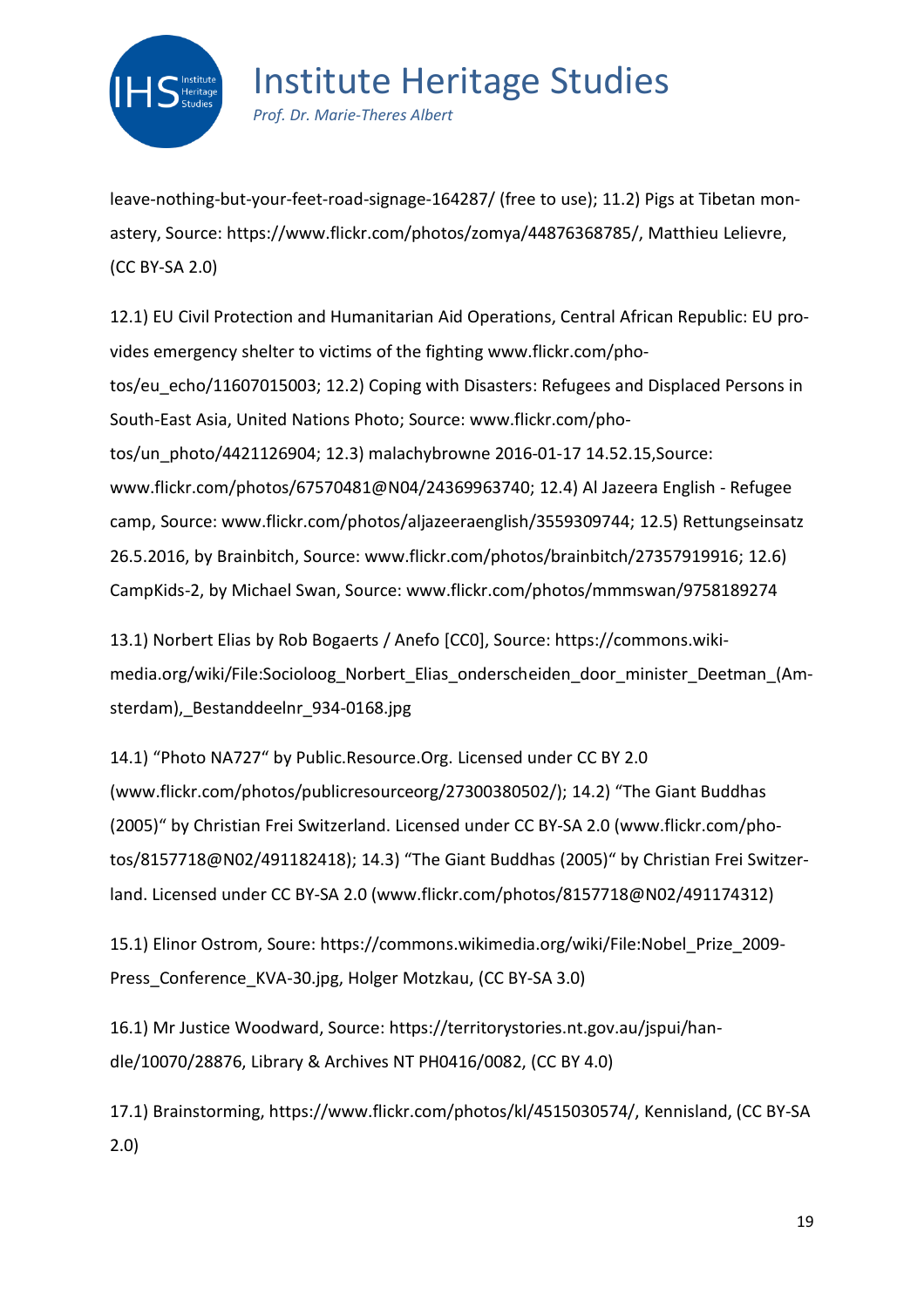leave-nothing-but-your-feet-road-signage-164287/ (free to use); 11.2) Pigs at Tibetan monastery, Source: https://www.flickr.com/photos/zomya/44876368785/, Matthieu Lelievre, (CC BY-SA 2.0)

12.1) EU Civil Protection and Humanitarian Aid Operations, Central African Republic: EU provides emergency shelter to victims of the fighting www.flickr.com/photos/eu_echo/11607015003; 12.2) Coping with Disasters: Refugees and Displaced Persons in South-East Asia, United Nations Photo; Source: www.flickr.com/photos/un_photo/4421126904; 12.3) malachybrowne 2016-01-17 14.52.15,Source: www.flickr.com/photos/67570481@N04/24369963740; 12.4) Al Jazeera English - Refugee camp, Source: www.flickr.com/photos/aljazeeraenglish/3559309744; 12.5) Rettungseinsatz 26.5.2016, by Brainbitch, Source: www.flickr.com/photos/brainbitch/27357919916; 12.6) CampKids-2, by Michael Swan, Source: www.flickr.com/photos/mmmswan/9758189274

13.1) Norbert Elias by Rob Bogaerts / Anefo [CC0], Source: https://commons.wikimedia.org/wiki/File:Socioloog_Norbert_Elias_onderscheiden_door_minister_Deetman_(Amsterdam),_Bestanddeelnr_934-0168.jpg

14.1) “Photo NA727“ by Public.Resource.Org. Licensed under CC BY 2.0 (www.flickr.com/photos/publicresourceorg/27300380502/); 14.2) “The Giant Buddhas (2005)“ by Christian Frei Switzerland. Licensed under CC BY-SA 2.0 (www.flickr.com/photos/8157718@N02/491182418); 14.3) “The Giant Buddhas (2005)“ by Christian Frei Switzerland. Licensed under CC BY-SA 2.0 (www.flickr.com/photos/8157718@N02/491174312)

15.1) Elinor Ostrom, Soure: https://commons.wikimedia.org/wiki/File:Nobel_Prize_2009-Press_Conference_KVA-30.jpg, Holger Motzkau, (CC BY-SA 3.0)

16.1) Mr Justice Woodward, Source: https://territorystories.nt.gov.au/jspui/handle/10070/28876, Library & Archives NT PH0416/0082, (CC BY 4.0)

17.1) Brainstorming, https://www.flickr.com/photos/kl/4515030574/, Kennisland, (CC BY-SA 2.0)